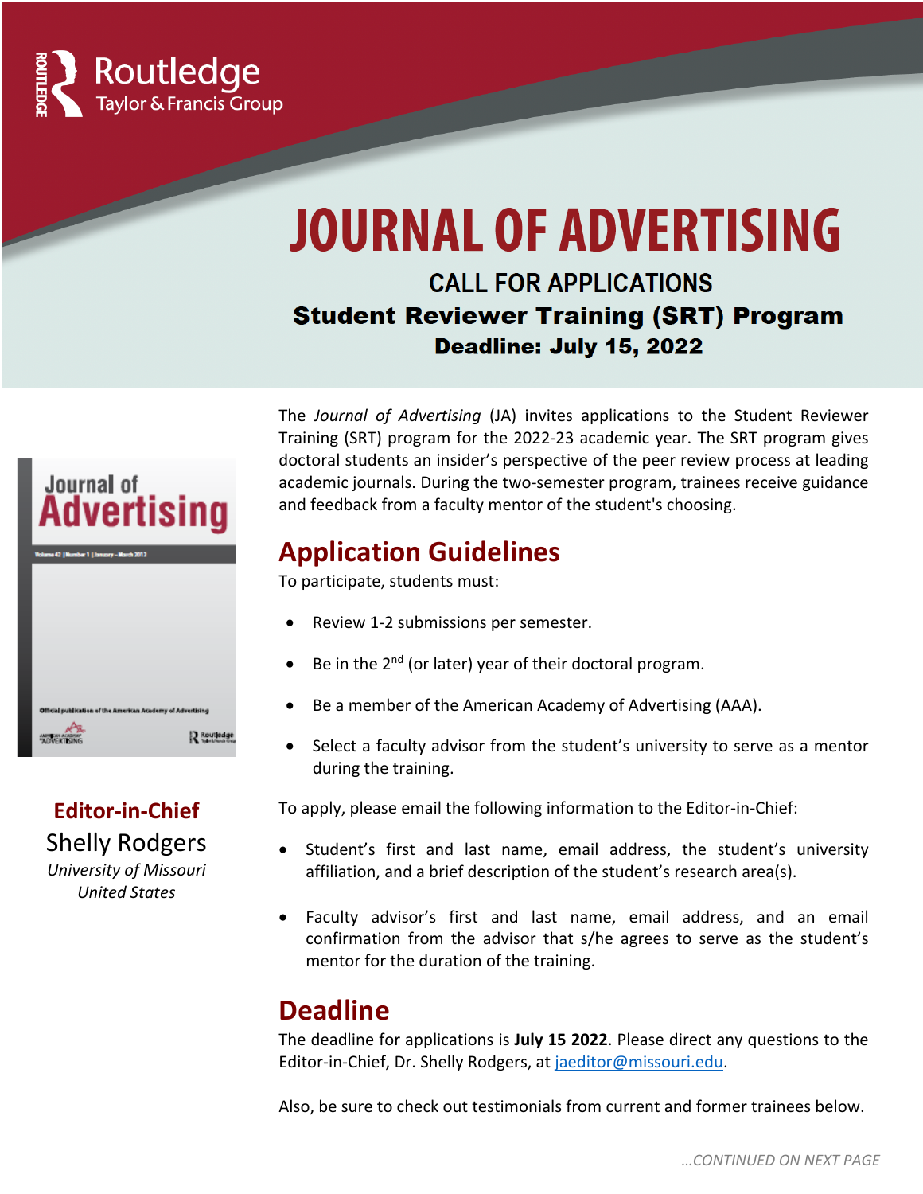Routledge
Taylor & Francis Group

# JOURNAL OF ADVERTISING

## CALL FOR APPLICATIONS

## Student Reviewer Training (SRT) Program

### Deadline: July 15, 2022

**Editor-in-Chief**

Shelly Rodgers

*University of Missouri*
*United States*

The *Journal of Advertising* (JA) invites applications to the Student Reviewer Training (SRT) program for the 2022-23 academic year. The SRT program gives doctoral students an insider's perspective of the peer review process at leading academic journals. During the two-semester program, trainees receive guidance and feedback from a faculty mentor of the student's choosing.

## Application Guidelines

To participate, students must:

- Review 1-2 submissions per semester.
- Be in the 2nd (or later) year of their doctoral program.
- Be a member of the American Academy of Advertising (AAA).
- Select a faculty advisor from the student's university to serve as a mentor during the training.

To apply, please email the following information to the Editor-in-Chief:

- Student's first and last name, email address, the student's university affiliation, and a brief description of the student's research area(s).
- Faculty advisor's first and last name, email address, and an email confirmation from the advisor that s/he agrees to serve as the student's mentor for the duration of the training.

## Deadline

The deadline for applications is **July 15 2022**. Please direct any questions to the Editor-in-Chief, Dr. Shelly Rodgers, at jaeditor@missouri.edu.

Also, be sure to check out testimonials from current and former trainees below.

*...CONTINUED ON NEXT PAGE*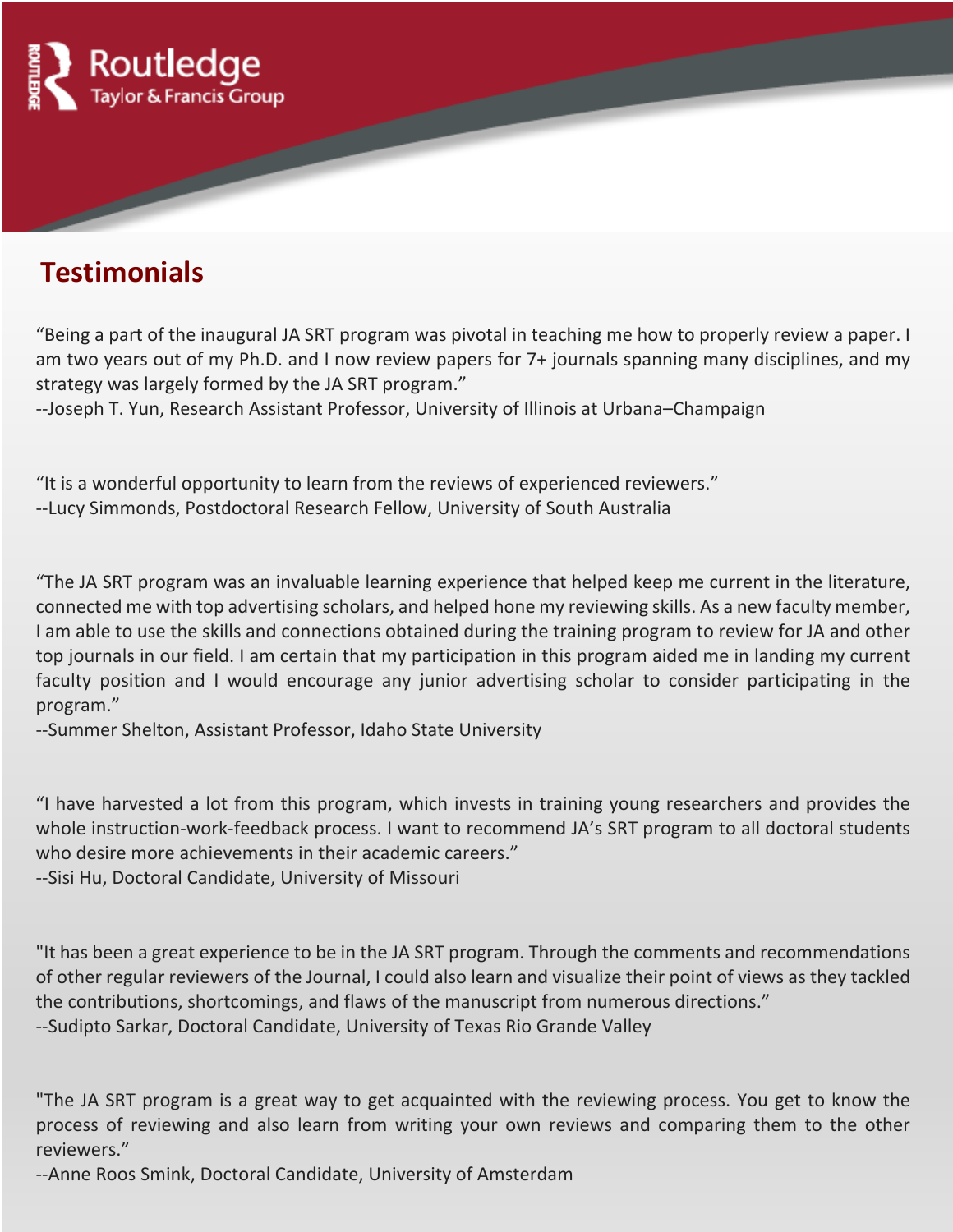## Testimonials

"Being a part of the inaugural JA SRT program was pivotal in teaching me how to properly review a paper. I am two years out of my Ph.D. and I now review papers for 7+ journals spanning many disciplines, and my strategy was largely formed by the JA SRT program."
--Joseph T. Yun, Research Assistant Professor, University of Illinois at Urbana–Champaign

"It is a wonderful opportunity to learn from the reviews of experienced reviewers."
--Lucy Simmonds, Postdoctoral Research Fellow, University of South Australia

"The JA SRT program was an invaluable learning experience that helped keep me current in the literature, connected me with top advertising scholars, and helped hone my reviewing skills. As a new faculty member, I am able to use the skills and connections obtained during the training program to review for JA and other top journals in our field. I am certain that my participation in this program aided me in landing my current faculty position and I would encourage any junior advertising scholar to consider participating in the program."
--Summer Shelton, Assistant Professor, Idaho State University

"I have harvested a lot from this program, which invests in training young researchers and provides the whole instruction-work-feedback process. I want to recommend JA's SRT program to all doctoral students who desire more achievements in their academic careers."
--Sisi Hu, Doctoral Candidate, University of Missouri

"It has been a great experience to be in the JA SRT program. Through the comments and recommendations of other regular reviewers of the Journal, I could also learn and visualize their point of views as they tackled the contributions, shortcomings, and flaws of the manuscript from numerous directions."
--Sudipto Sarkar, Doctoral Candidate, University of Texas Rio Grande Valley

"The JA SRT program is a great way to get acquainted with the reviewing process. You get to know the process of reviewing and also learn from writing your own reviews and comparing them to the other reviewers."
--Anne Roos Smink, Doctoral Candidate, University of Amsterdam